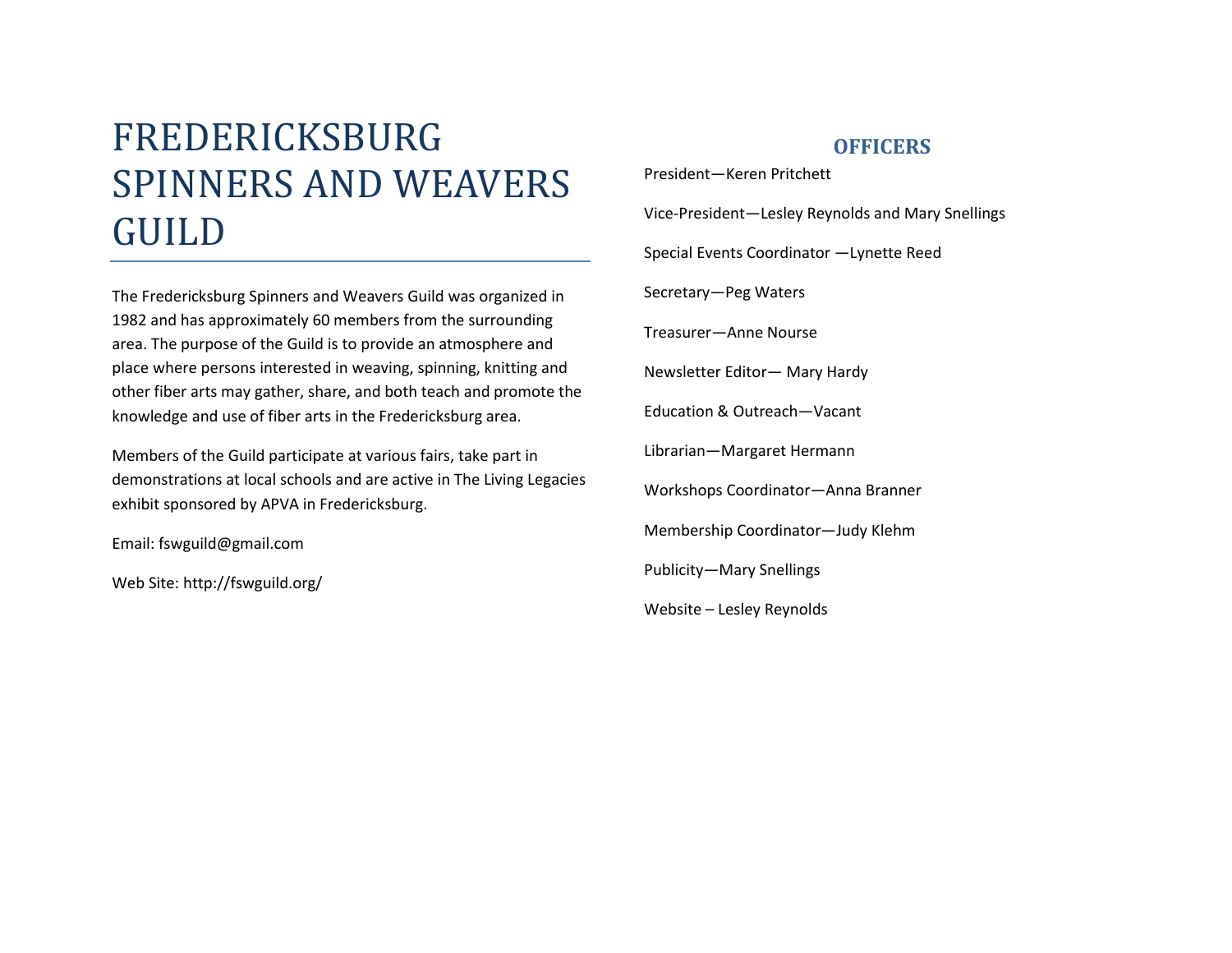# FREDERICKSBURG SPINNERS AND WEAVERS GUILD

The Fredericksburg Spinners and Weavers Guild was organized in 1982 and has approximately 60 members from the surrounding area. The purpose of the Guild is to provide an atmosphere and place where persons interested in weaving, spinning, knitting and other fiber arts may gather, share, and both teach and promote the knowledge and use of fiber arts in the Fredericksburg area.

Members of the Guild participate at various fairs, take part in demonstrations at local schools and are active in The Living Legacies exhibit sponsored by APVA in Fredericksburg.

Email: fswguild@gmail.com

Web Site: http://fswguild.org/

## OFFICERS

President—Keren Pritchett

Vice-President—Lesley Reynolds and Mary Snellings

Special Events Coordinator —Lynette Reed

Secretary—Peg Waters

Treasurer—Anne Nourse

Newsletter Editor— Mary Hardy

Education & Outreach—Vacant

Librarian—Margaret Hermann

Workshops Coordinator—Anna Branner

Membership Coordinator—Judy Klehm

Publicity—Mary Snellings

Website – Lesley Reynolds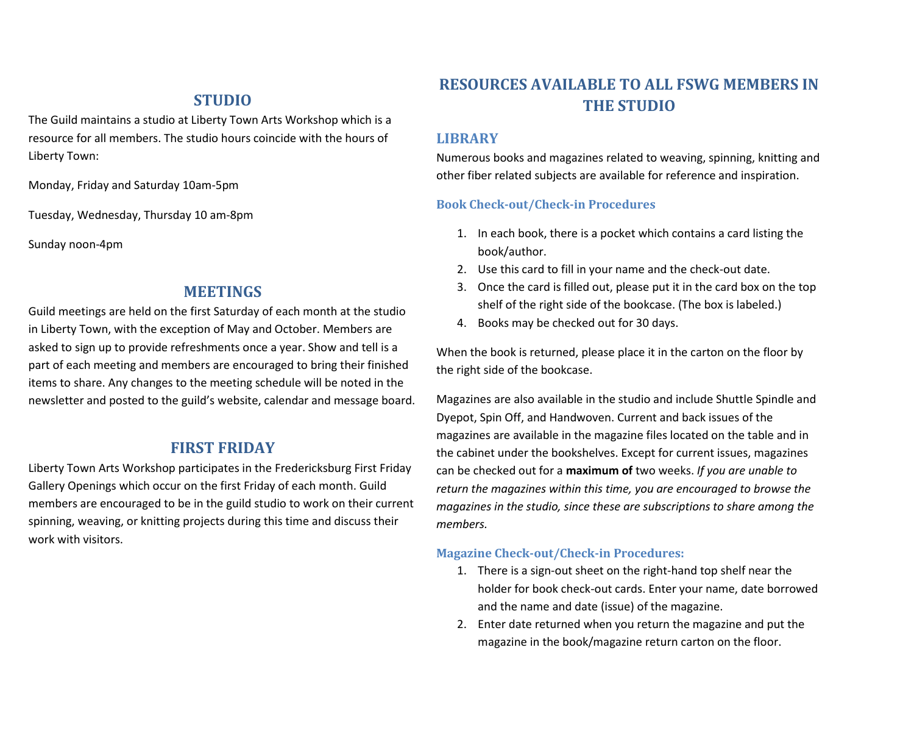## STUDIO

The Guild maintains a studio at Liberty Town Arts Workshop which is a resource for all members. The studio hours coincide with the hours of Liberty Town:

Monday, Friday and Saturday 10am-5pm

Tuesday, Wednesday, Thursday 10 am-8pm

Sunday noon-4pm

## MEETINGS

Guild meetings are held on the first Saturday of each month at the studio in Liberty Town, with the exception of May and October. Members are asked to sign up to provide refreshments once a year. Show and tell is a part of each meeting and members are encouraged to bring their finished items to share. Any changes to the meeting schedule will be noted in the newsletter and posted to the guild's website, calendar and message board.

## FIRST FRIDAY

Liberty Town Arts Workshop participates in the Fredericksburg First Friday Gallery Openings which occur on the first Friday of each month. Guild members are encouraged to be in the guild studio to work on their current spinning, weaving, or knitting projects during this time and discuss their work with visitors.

## RESOURCES AVAILABLE TO ALL FSWG MEMBERS IN THE STUDIO

### LIBRARY

Numerous books and magazines related to weaving, spinning, knitting and other fiber related subjects are available for reference and inspiration.

#### Book Check-out/Check-in Procedures

1. In each book, there is a pocket which contains a card listing the book/author.
2. Use this card to fill in your name and the check-out date.
3. Once the card is filled out, please put it in the card box on the top shelf of the right side of the bookcase. (The box is labeled.)
4. Books may be checked out for 30 days.

When the book is returned, please place it in the carton on the floor by the right side of the bookcase.

Magazines are also available in the studio and include Shuttle Spindle and Dyepot, Spin Off, and Handwoven. Current and back issues of the magazines are available in the magazine files located on the table and in the cabinet under the bookshelves. Except for current issues, magazines can be checked out for a **maximum of** two weeks. *If you are unable to return the magazines within this time, you are encouraged to browse the magazines in the studio, since these are subscriptions to share among the members.*

#### Magazine Check-out/Check-in Procedures:

1. There is a sign-out sheet on the right-hand top shelf near the holder for book check-out cards. Enter your name, date borrowed and the name and date (issue) of the magazine.
2. Enter date returned when you return the magazine and put the magazine in the book/magazine return carton on the floor.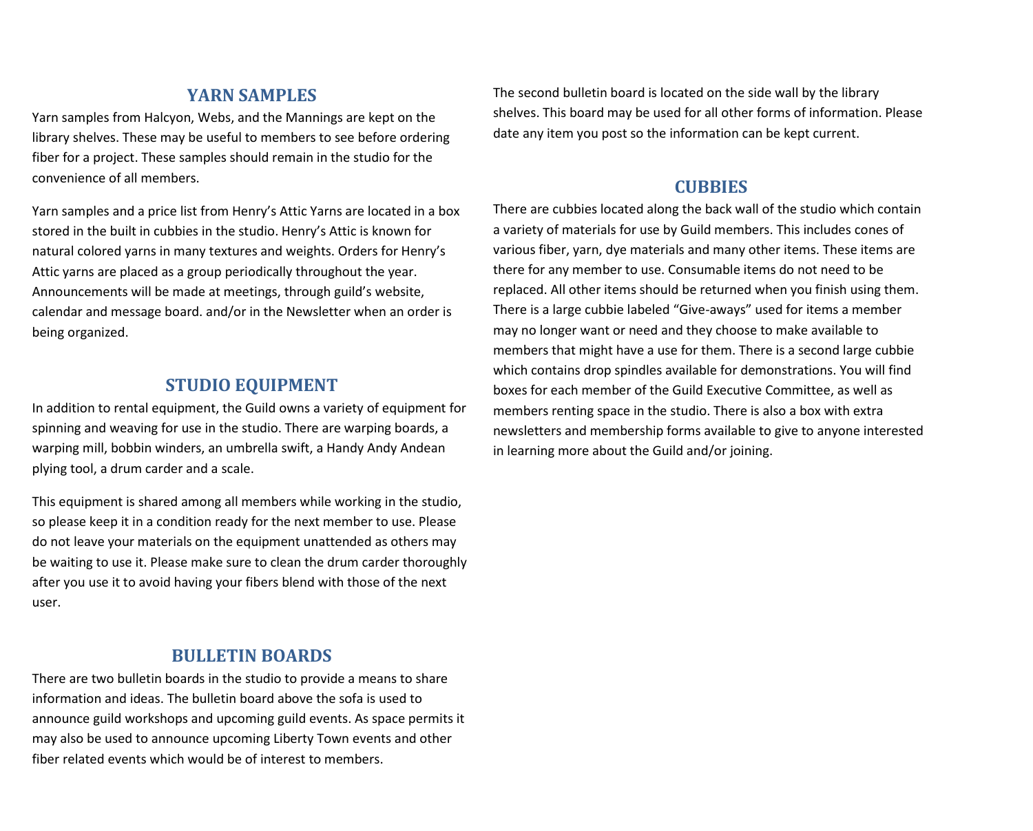## YARN SAMPLES

Yarn samples from Halcyon, Webs, and the Mannings are kept on the library shelves. These may be useful to members to see before ordering fiber for a project. These samples should remain in the studio for the convenience of all members.

Yarn samples and a price list from Henry's Attic Yarns are located in a box stored in the built in cubbies in the studio. Henry's Attic is known for natural colored yarns in many textures and weights. Orders for Henry's Attic yarns are placed as a group periodically throughout the year. Announcements will be made at meetings, through guild's website, calendar and message board. and/or in the Newsletter when an order is being organized.

## STUDIO EQUIPMENT

In addition to rental equipment, the Guild owns a variety of equipment for spinning and weaving for use in the studio. There are warping boards, a warping mill, bobbin winders, an umbrella swift, a Handy Andy Andean plying tool, a drum carder and a scale.

This equipment is shared among all members while working in the studio, so please keep it in a condition ready for the next member to use. Please do not leave your materials on the equipment unattended as others may be waiting to use it. Please make sure to clean the drum carder thoroughly after you use it to avoid having your fibers blend with those of the next user.

## BULLETIN BOARDS

There are two bulletin boards in the studio to provide a means to share information and ideas. The bulletin board above the sofa is used to announce guild workshops and upcoming guild events. As space permits it may also be used to announce upcoming Liberty Town events and other fiber related events which would be of interest to members.

The second bulletin board is located on the side wall by the library shelves. This board may be used for all other forms of information. Please date any item you post so the information can be kept current.

## CUBBIES

There are cubbies located along the back wall of the studio which contain a variety of materials for use by Guild members. This includes cones of various fiber, yarn, dye materials and many other items. These items are there for any member to use. Consumable items do not need to be replaced. All other items should be returned when you finish using them. There is a large cubbie labeled "Give-aways" used for items a member may no longer want or need and they choose to make available to members that might have a use for them. There is a second large cubbie which contains drop spindles available for demonstrations. You will find boxes for each member of the Guild Executive Committee, as well as members renting space in the studio. There is also a box with extra newsletters and membership forms available to give to anyone interested in learning more about the Guild and/or joining.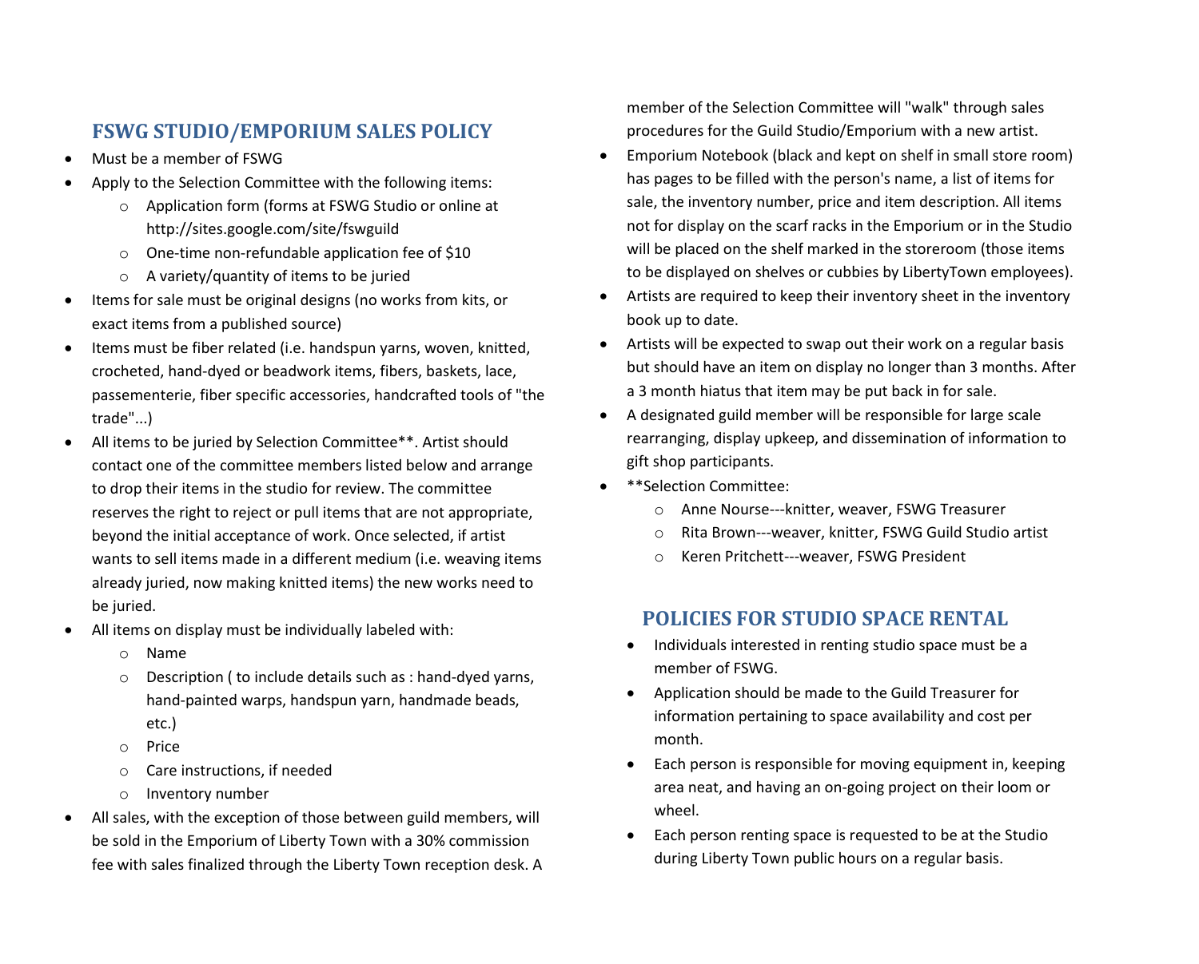## FSWG STUDIO/EMPORIUM SALES POLICY

- Must be a member of FSWG
- Apply to the Selection Committee with the following items:
  - Application form (forms at FSWG Studio or online at http://sites.google.com/site/fswguild
  - One-time non-refundable application fee of $10
  - A variety/quantity of items to be juried
- Items for sale must be original designs (no works from kits, or exact items from a published source)
- Items must be fiber related (i.e. handspun yarns, woven, knitted, crocheted, hand-dyed or beadwork items, fibers, baskets, lace, passementerie, fiber specific accessories, handcrafted tools of "the trade"...)
- All items to be juried by Selection Committee**. Artist should contact one of the committee members listed below and arrange to drop their items in the studio for review. The committee reserves the right to reject or pull items that are not appropriate, beyond the initial acceptance of work. Once selected, if artist wants to sell items made in a different medium (i.e. weaving items already juried, now making knitted items) the new works need to be juried.
- All items on display must be individually labeled with:
  - Name
  - Description ( to include details such as : hand-dyed yarns, hand-painted warps, handspun yarn, handmade beads, etc.)
  - Price
  - Care instructions, if needed
  - Inventory number
- All sales, with the exception of those between guild members, will be sold in the Emporium of Liberty Town with a 30% commission fee with sales finalized through the Liberty Town reception desk. A member of the Selection Committee will "walk" through sales procedures for the Guild Studio/Emporium with a new artist.
- Emporium Notebook (black and kept on shelf in small store room) has pages to be filled with the person's name, a list of items for sale, the inventory number, price and item description. All items not for display on the scarf racks in the Emporium or in the Studio will be placed on the shelf marked in the storeroom (those items to be displayed on shelves or cubbies by LibertyTown employees).
- Artists are required to keep their inventory sheet in the inventory book up to date.
- Artists will be expected to swap out their work on a regular basis but should have an item on display no longer than 3 months. After a 3 month hiatus that item may be put back in for sale.
- A designated guild member will be responsible for large scale rearranging, display upkeep, and dissemination of information to gift shop participants.
- **Selection Committee:
  - Anne Nourse---knitter, weaver, FSWG Treasurer
  - Rita Brown---weaver, knitter, FSWG Guild Studio artist
  - Keren Pritchett---weaver, FSWG President

## POLICIES FOR STUDIO SPACE RENTAL

- Individuals interested in renting studio space must be a member of FSWG.
- Application should be made to the Guild Treasurer for information pertaining to space availability and cost per month.
- Each person is responsible for moving equipment in, keeping area neat, and having an on-going project on their loom or wheel.
- Each person renting space is requested to be at the Studio during Liberty Town public hours on a regular basis.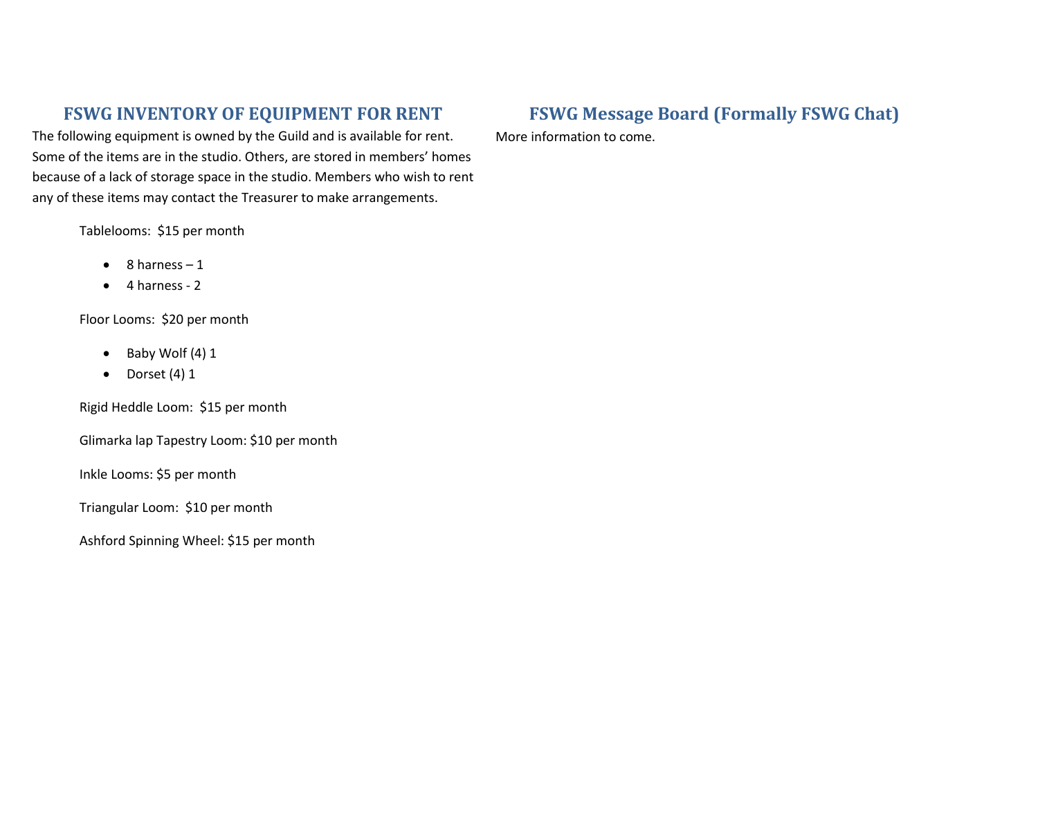## FSWG INVENTORY OF EQUIPMENT FOR RENT

The following equipment is owned by the Guild and is available for rent. Some of the items are in the studio. Others, are stored in members' homes because of a lack of storage space in the studio. Members who wish to rent any of these items may contact the Treasurer to make arrangements.

Tablelooms: $15 per month

- 8 harness – 1
- 4 harness - 2

Floor Looms: $20 per month

- Baby Wolf (4) 1
- Dorset (4) 1

Rigid Heddle Loom: $15 per month

Glimarka lap Tapestry Loom: $10 per month

Inkle Looms: $5 per month

Triangular Loom: $10 per month

Ashford Spinning Wheel: $15 per month

## FSWG Message Board (Formally FSWG Chat)

More information to come.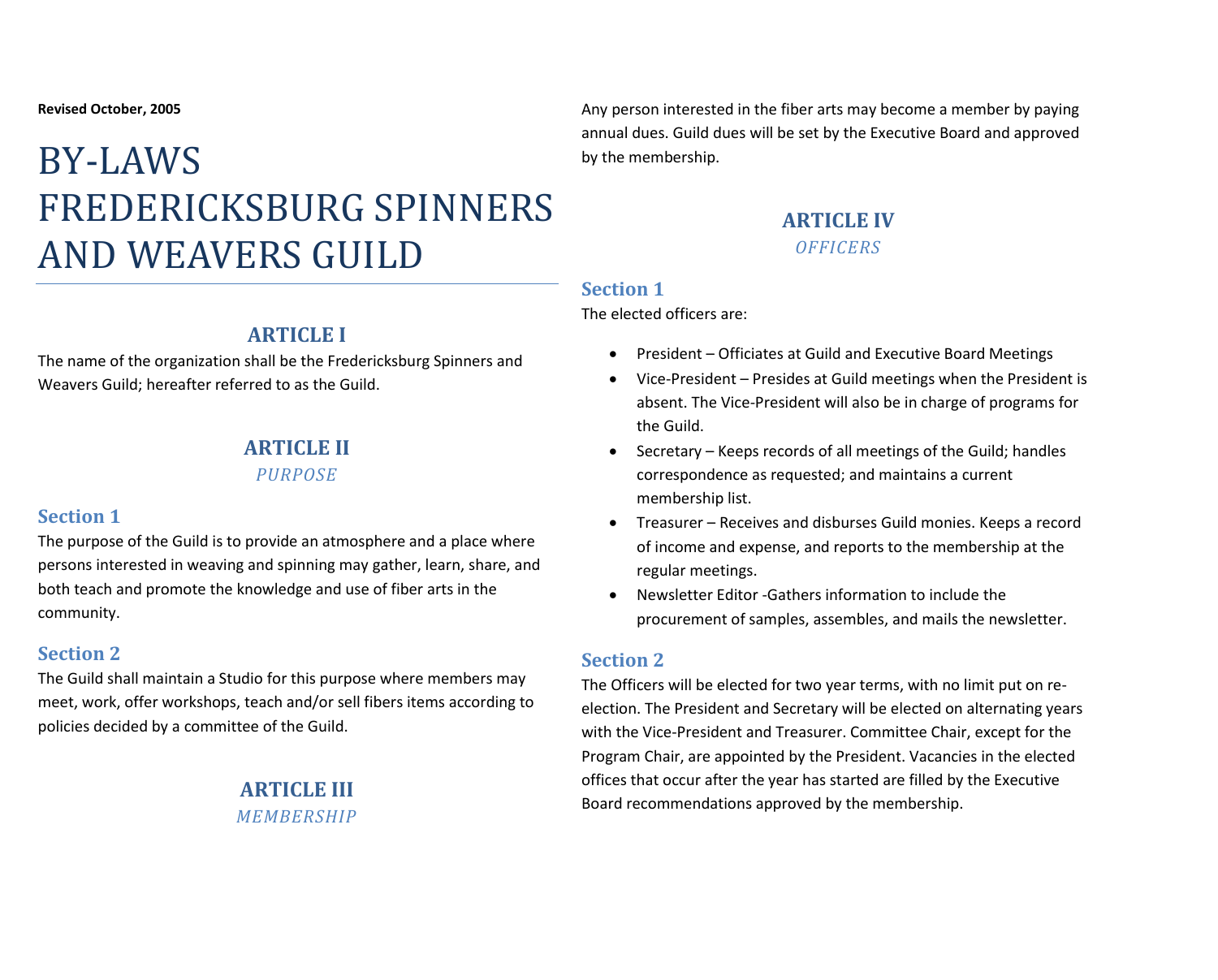**Revised October, 2005**

# BY-LAWS FREDERICKSBURG SPINNERS AND WEAVERS GUILD

## ARTICLE I

The name of the organization shall be the Fredericksburg Spinners and Weavers Guild; hereafter referred to as the Guild.

## ARTICLE II

*PURPOSE*

### Section 1

The purpose of the Guild is to provide an atmosphere and a place where persons interested in weaving and spinning may gather, learn, share, and both teach and promote the knowledge and use of fiber arts in the community.

### Section 2

The Guild shall maintain a Studio for this purpose where members may meet, work, offer workshops, teach and/or sell fibers items according to policies decided by a committee of the Guild.

## ARTICLE III

*MEMBERSHIP*

Any person interested in the fiber arts may become a member by paying annual dues. Guild dues will be set by the Executive Board and approved by the membership.

## ARTICLE IV

*OFFICERS*

### Section 1

The elected officers are:

- President – Officiates at Guild and Executive Board Meetings
- Vice-President – Presides at Guild meetings when the President is absent. The Vice-President will also be in charge of programs for the Guild.
- Secretary – Keeps records of all meetings of the Guild; handles correspondence as requested; and maintains a current membership list.
- Treasurer – Receives and disburses Guild monies. Keeps a record of income and expense, and reports to the membership at the regular meetings.
- Newsletter Editor -Gathers information to include the procurement of samples, assembles, and mails the newsletter.

### Section 2

The Officers will be elected for two year terms, with no limit put on re-election. The President and Secretary will be elected on alternating years with the Vice-President and Treasurer. Committee Chair, except for the Program Chair, are appointed by the President. Vacancies in the elected offices that occur after the year has started are filled by the Executive Board recommendations approved by the membership.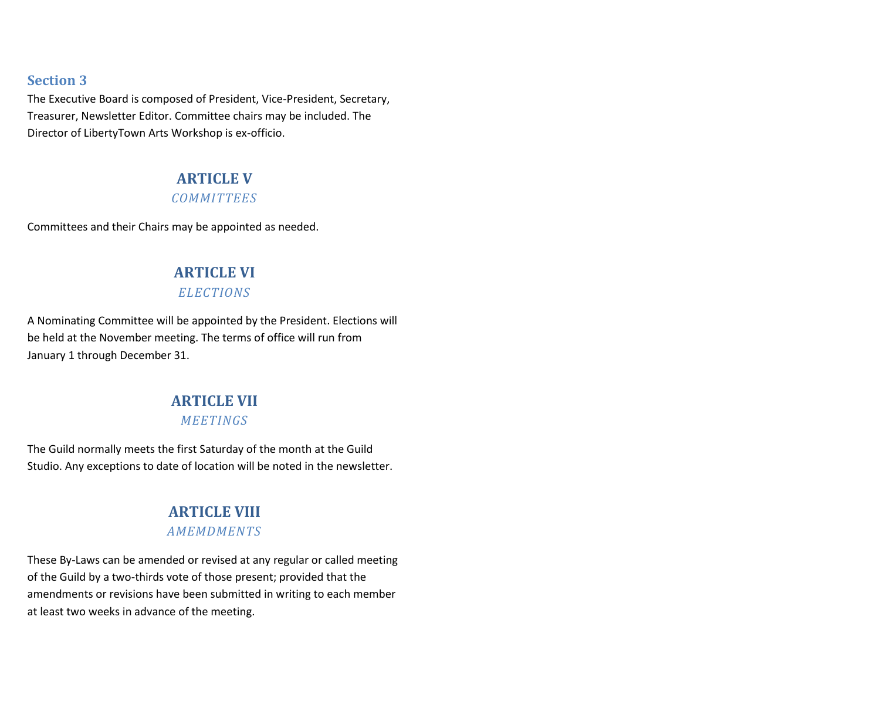### Section 3

The Executive Board is composed of President, Vice-President, Secretary, Treasurer, Newsletter Editor. Committee chairs may be included. The Director of LibertyTown Arts Workshop is ex-officio.

## ARTICLE V

*COMMITTEES*

Committees and their Chairs may be appointed as needed.

## ARTICLE VI

*ELECTIONS*

A Nominating Committee will be appointed by the President. Elections will be held at the November meeting. The terms of office will run from January 1 through December 31.

## ARTICLE VII

*MEETINGS*

The Guild normally meets the first Saturday of the month at the Guild Studio. Any exceptions to date of location will be noted in the newsletter.

## ARTICLE VIII

*AMEMDMENTS*

These By-Laws can be amended or revised at any regular or called meeting of the Guild by a two-thirds vote of those present; provided that the amendments or revisions have been submitted in writing to each member at least two weeks in advance of the meeting.